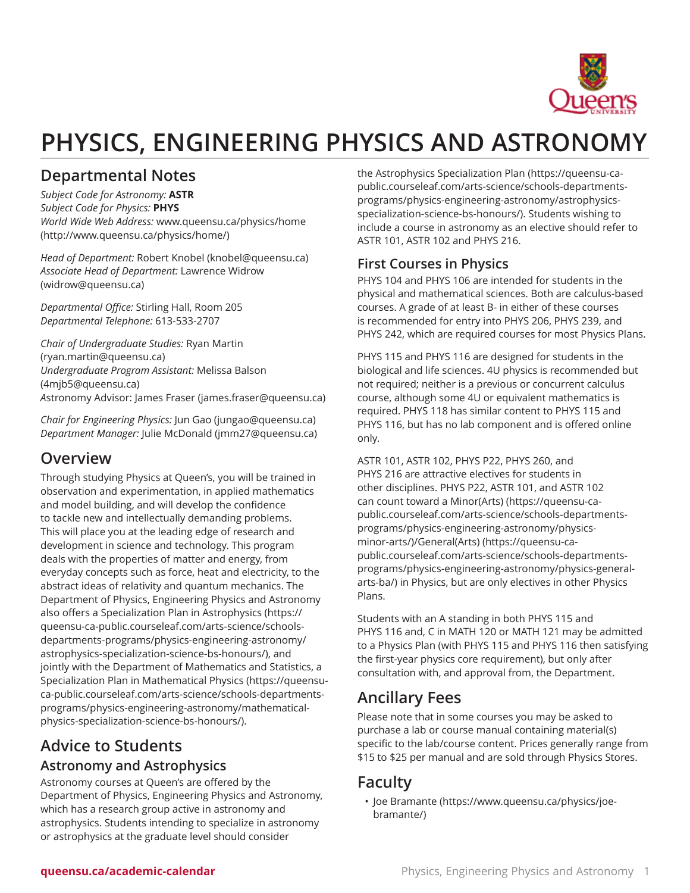# PHYSICS, ENGINEERING PHYSICS AND ASTRONOMY

## Departmental Notes

*Subject Code for Astronomy:* **ASTR**
*Subject Code for Physics:* **PHYS**
*World Wide Web Address:* www.queensu.ca/physics/home (http://www.queensu.ca/physics/home/)

*Head of Department:* Robert Knobel (knobel@queensu.ca)
*Associate Head of Department:* Lawrence Widrow (widrow@queensu.ca)

*Departmental Office:* Stirling Hall, Room 205
*Departmental Telephone:* 613-533-2707

*Chair of Undergraduate Studies:* Ryan Martin (ryan.martin@queensu.ca)
*Undergraduate Program Assistant:* Melissa Balson (4mjb5@queensu.ca)
*A*stronomy Advisor: James Fraser (james.fraser@queensu.ca)

*Chair for Engineering Physics:* Jun Gao (jungao@queensu.ca)
*Department Manager:* Julie McDonald (jmm27@queensu.ca)

## Overview

Through studying Physics at Queen's, you will be trained in observation and experimentation, in applied mathematics and model building, and will develop the confidence to tackle new and intellectually demanding problems. This will place you at the leading edge of research and development in science and technology. This program deals with the properties of matter and energy, from everyday concepts such as force, heat and electricity, to the abstract ideas of relativity and quantum mechanics. The Department of Physics, Engineering Physics and Astronomy also offers a Specialization Plan in Astrophysics (https://queensu-ca-public.courseleaf.com/arts-science/schools-departments-programs/physics-engineering-astronomy/astrophysics-specialization-science-bs-honours/), and jointly with the Department of Mathematics and Statistics, a Specialization Plan in Mathematical Physics (https://queensu-ca-public.courseleaf.com/arts-science/schools-departments-programs/physics-engineering-astronomy/mathematical-physics-specialization-science-bs-honours/).

## Advice to Students

### Astronomy and Astrophysics

Astronomy courses at Queen's are offered by the Department of Physics, Engineering Physics and Astronomy, which has a research group active in astronomy and astrophysics. Students intending to specialize in astronomy or astrophysics at the graduate level should consider the Astrophysics Specialization Plan (https://queensu-ca-public.courseleaf.com/arts-science/schools-departments-programs/physics-engineering-astronomy/astrophysics-specialization-science-bs-honours/). Students wishing to include a course in astronomy as an elective should refer to ASTR 101, ASTR 102 and PHYS 216.

### First Courses in Physics

PHYS 104 and PHYS 106 are intended for students in the physical and mathematical sciences. Both are calculus-based courses. A grade of at least B- in either of these courses is recommended for entry into PHYS 206, PHYS 239, and PHYS 242, which are required courses for most Physics Plans.

PHYS 115 and PHYS 116 are designed for students in the biological and life sciences. 4U physics is recommended but not required; neither is a previous or concurrent calculus course, although some 4U or equivalent mathematics is required. PHYS 118 has similar content to PHYS 115 and PHYS 116, but has no lab component and is offered online only.

ASTR 101, ASTR 102, PHYS P22, PHYS 260, and PHYS 216 are attractive electives for students in other disciplines. PHYS P22, ASTR 101, and ASTR 102 can count toward a Minor(Arts) (https://queensu-ca-public.courseleaf.com/arts-science/schools-departments-programs/physics-engineering-astronomy/physics-minor-arts/)/General(Arts) (https://queensu-ca-public.courseleaf.com/arts-science/schools-departments-programs/physics-engineering-astronomy/physics-general-arts-ba/) in Physics, but are only electives in other Physics Plans.

Students with an A standing in both PHYS 115 and PHYS 116 and, C in MATH 120 or MATH 121 may be admitted to a Physics Plan (with PHYS 115 and PHYS 116 then satisfying the first-year physics core requirement), but only after consultation with, and approval from, the Department.

## Ancillary Fees

Please note that in some courses you may be asked to purchase a lab or course manual containing material(s) specific to the lab/course content. Prices generally range from $15 to $25 per manual and are sold through Physics Stores.

## Faculty

- Joe Bramante (https://www.queensu.ca/physics/joe-bramante/)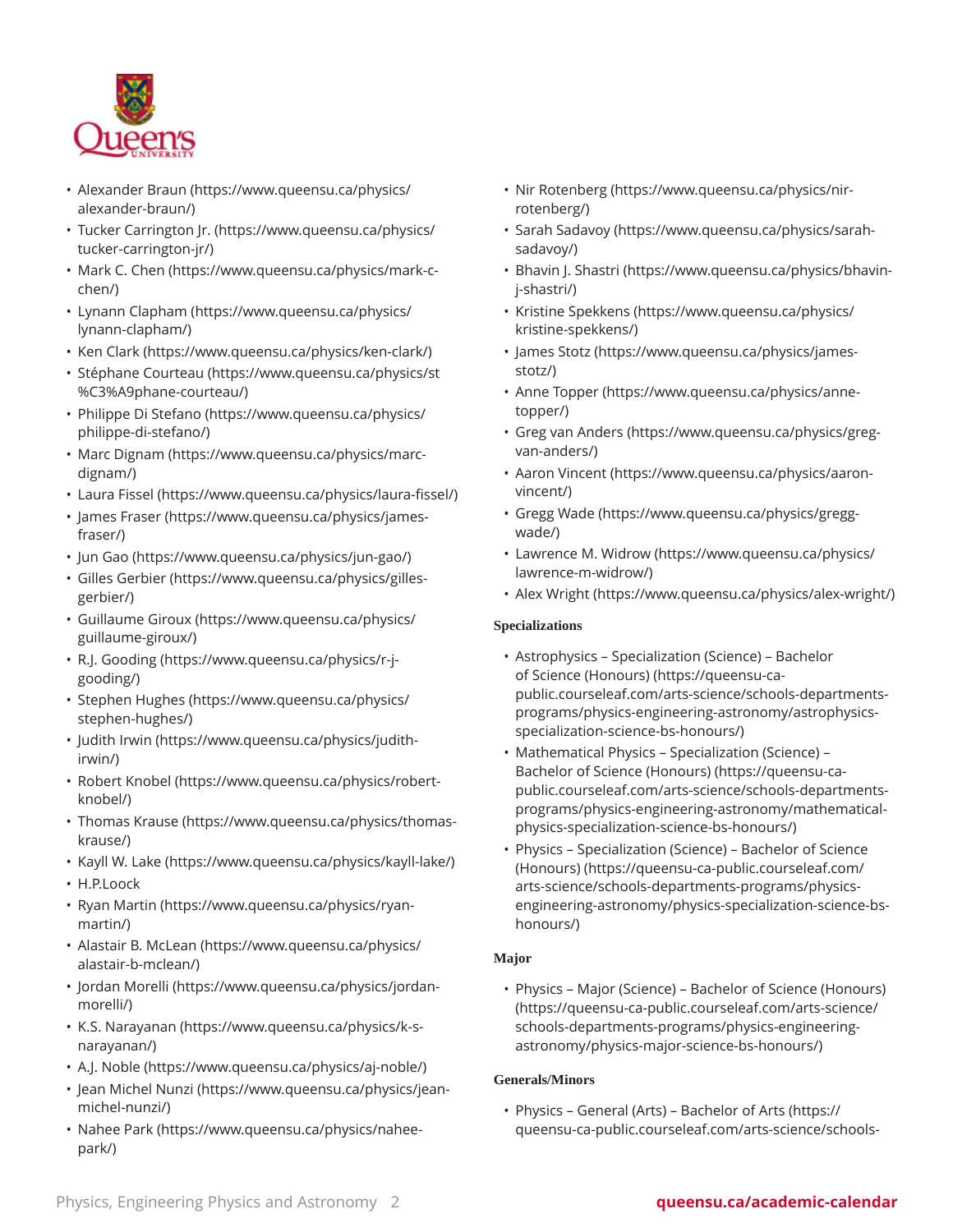- Alexander Braun (https://www.queensu.ca/physics/alexander-braun/)
- Tucker Carrington Jr. (https://www.queensu.ca/physics/tucker-carrington-jr/)
- Mark C. Chen (https://www.queensu.ca/physics/mark-c-chen/)
- Lynann Clapham (https://www.queensu.ca/physics/lynann-clapham/)
- Ken Clark (https://www.queensu.ca/physics/ken-clark/)
- Stéphane Courteau (https://www.queensu.ca/physics/st%C3%A9phane-courteau/)
- Philippe Di Stefano (https://www.queensu.ca/physics/philippe-di-stefano/)
- Marc Dignam (https://www.queensu.ca/physics/marc-dignam/)
- Laura Fissel (https://www.queensu.ca/physics/laura-fissel/)
- James Fraser (https://www.queensu.ca/physics/james-fraser/)
- Jun Gao (https://www.queensu.ca/physics/jun-gao/)
- Gilles Gerbier (https://www.queensu.ca/physics/gilles-gerbier/)
- Guillaume Giroux (https://www.queensu.ca/physics/guillaume-giroux/)
- R.J. Gooding (https://www.queensu.ca/physics/r-j-gooding/)
- Stephen Hughes (https://www.queensu.ca/physics/stephen-hughes/)
- Judith Irwin (https://www.queensu.ca/physics/judith-irwin/)
- Robert Knobel (https://www.queensu.ca/physics/robert-knobel/)
- Thomas Krause (https://www.queensu.ca/physics/thomas-krause/)
- Kayll W. Lake (https://www.queensu.ca/physics/kayll-lake/)
- H.P.Loock
- Ryan Martin (https://www.queensu.ca/physics/ryan-martin/)
- Alastair B. McLean (https://www.queensu.ca/physics/alastair-b-mclean/)
- Jordan Morelli (https://www.queensu.ca/physics/jordan-morelli/)
- K.S. Narayanan (https://www.queensu.ca/physics/k-s-narayanan/)
- A.J. Noble (https://www.queensu.ca/physics/aj-noble/)
- Jean Michel Nunzi (https://www.queensu.ca/physics/jean-michel-nunzi/)
- Nahee Park (https://www.queensu.ca/physics/nahee-park/)
- Nir Rotenberg (https://www.queensu.ca/physics/nir-rotenberg/)
- Sarah Sadavoy (https://www.queensu.ca/physics/sarah-sadavoy/)
- Bhavin J. Shastri (https://www.queensu.ca/physics/bhavin-j-shastri/)
- Kristine Spekkens (https://www.queensu.ca/physics/kristine-spekkens/)
- James Stotz (https://www.queensu.ca/physics/james-stotz/)
- Anne Topper (https://www.queensu.ca/physics/anne-topper/)
- Greg van Anders (https://www.queensu.ca/physics/greg-van-anders/)
- Aaron Vincent (https://www.queensu.ca/physics/aaron-vincent/)
- Gregg Wade (https://www.queensu.ca/physics/gregg-wade/)
- Lawrence M. Widrow (https://www.queensu.ca/physics/lawrence-m-widrow/)
- Alex Wright (https://www.queensu.ca/physics/alex-wright/)

### Specializations

- Astrophysics – Specialization (Science) – Bachelor of Science (Honours) (https://queensu-ca-public.courseleaf.com/arts-science/schools-departments-programs/physics-engineering-astronomy/astrophysics-specialization-science-bs-honours/)
- Mathematical Physics – Specialization (Science) – Bachelor of Science (Honours) (https://queensu-ca-public.courseleaf.com/arts-science/schools-departments-programs/physics-engineering-astronomy/mathematical-physics-specialization-science-bs-honours/)
- Physics – Specialization (Science) – Bachelor of Science (Honours) (https://queensu-ca-public.courseleaf.com/arts-science/schools-departments-programs/physics-engineering-astronomy/physics-specialization-science-bs-honours/)

### Major

- Physics – Major (Science) – Bachelor of Science (Honours) (https://queensu-ca-public.courseleaf.com/arts-science/schools-departments-programs/physics-engineering-astronomy/physics-major-science-bs-honours/)

### Generals/Minors

- Physics – General (Arts) – Bachelor of Arts (https://queensu-ca-public.courseleaf.com/arts-science/schools-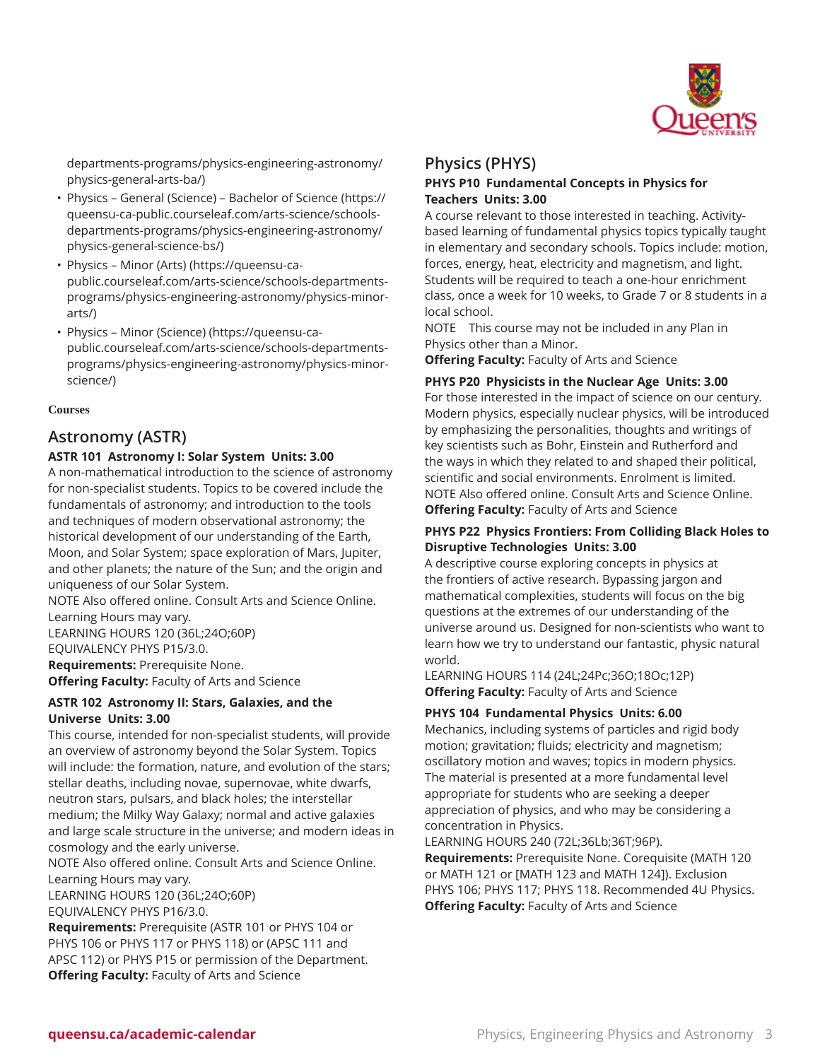departments-programs/physics-engineering-astronomy/physics-general-arts-ba/)

- Physics – General (Science) – Bachelor of Science (https://queensu-ca-public.courseleaf.com/arts-science/schools-departments-programs/physics-engineering-astronomy/physics-general-science-bs/)
- Physics – Minor (Arts) (https://queensu-ca-public.courseleaf.com/arts-science/schools-departments-programs/physics-engineering-astronomy/physics-minor-arts/)
- Physics – Minor (Science) (https://queensu-ca-public.courseleaf.com/arts-science/schools-departments-programs/physics-engineering-astronomy/physics-minor-science/)

#### Courses

## Astronomy (ASTR)

**ASTR 101 Astronomy I: Solar System Units: 3.00**

A non-mathematical introduction to the science of astronomy for non-specialist students. Topics to be covered include the fundamentals of astronomy; and introduction to the tools and techniques of modern observational astronomy; the historical development of our understanding of the Earth, Moon, and Solar System; space exploration of Mars, Jupiter, and other planets; the nature of the Sun; and the origin and uniqueness of our Solar System.
NOTE Also offered online. Consult Arts and Science Online. Learning Hours may vary.
LEARNING HOURS 120 (36L;24O;60P)
EQUIVALENCY PHYS P15/3.0.
**Requirements:** Prerequisite None.
**Offering Faculty:** Faculty of Arts and Science

**ASTR 102 Astronomy II: Stars, Galaxies, and the Universe Units: 3.00**

This course, intended for non-specialist students, will provide an overview of astronomy beyond the Solar System. Topics will include: the formation, nature, and evolution of the stars; stellar deaths, including novae, supernovae, white dwarfs, neutron stars, pulsars, and black holes; the interstellar medium; the Milky Way Galaxy; normal and active galaxies and large scale structure in the universe; and modern ideas in cosmology and the early universe.
NOTE Also offered online. Consult Arts and Science Online. Learning Hours may vary.
LEARNING HOURS 120 (36L;24O;60P)
EQUIVALENCY PHYS P16/3.0.
**Requirements:** Prerequisite (ASTR 101 or PHYS 104 or PHYS 106 or PHYS 117 or PHYS 118) or (APSC 111 and APSC 112) or PHYS P15 or permission of the Department.
**Offering Faculty:** Faculty of Arts and Science

## Physics (PHYS)

**PHYS P10 Fundamental Concepts in Physics for Teachers Units: 3.00**

A course relevant to those interested in teaching. Activity-based learning of fundamental physics topics typically taught in elementary and secondary schools. Topics include: motion, forces, energy, heat, electricity and magnetism, and light. Students will be required to teach a one-hour enrichment class, once a week for 10 weeks, to Grade 7 or 8 students in a local school.
NOTE This course may not be included in any Plan in Physics other than a Minor.
**Offering Faculty:** Faculty of Arts and Science

**PHYS P20 Physicists in the Nuclear Age Units: 3.00**

For those interested in the impact of science on our century. Modern physics, especially nuclear physics, will be introduced by emphasizing the personalities, thoughts and writings of key scientists such as Bohr, Einstein and Rutherford and the ways in which they related to and shaped their political, scientific and social environments. Enrolment is limited.
NOTE Also offered online. Consult Arts and Science Online.
**Offering Faculty:** Faculty of Arts and Science

**PHYS P22 Physics Frontiers: From Colliding Black Holes to Disruptive Technologies Units: 3.00**

A descriptive course exploring concepts in physics at the frontiers of active research. Bypassing jargon and mathematical complexities, students will focus on the big questions at the extremes of our understanding of the universe around us. Designed for non-scientists who want to learn how we try to understand our fantastic, physic natural world.
LEARNING HOURS 114 (24L;24Pc;36O;18Oc;12P)
**Offering Faculty:** Faculty of Arts and Science

**PHYS 104 Fundamental Physics Units: 6.00**

Mechanics, including systems of particles and rigid body motion; gravitation; fluids; electricity and magnetism; oscillatory motion and waves; topics in modern physics. The material is presented at a more fundamental level appropriate for students who are seeking a deeper appreciation of physics, and who may be considering a concentration in Physics.
LEARNING HOURS 240 (72L;36Lb;36T;96P).
**Requirements:** Prerequisite None. Corequisite (MATH 120 or MATH 121 or [MATH 123 and MATH 124]). Exclusion PHYS 106; PHYS 117; PHYS 118. Recommended 4U Physics.
**Offering Faculty:** Faculty of Arts and Science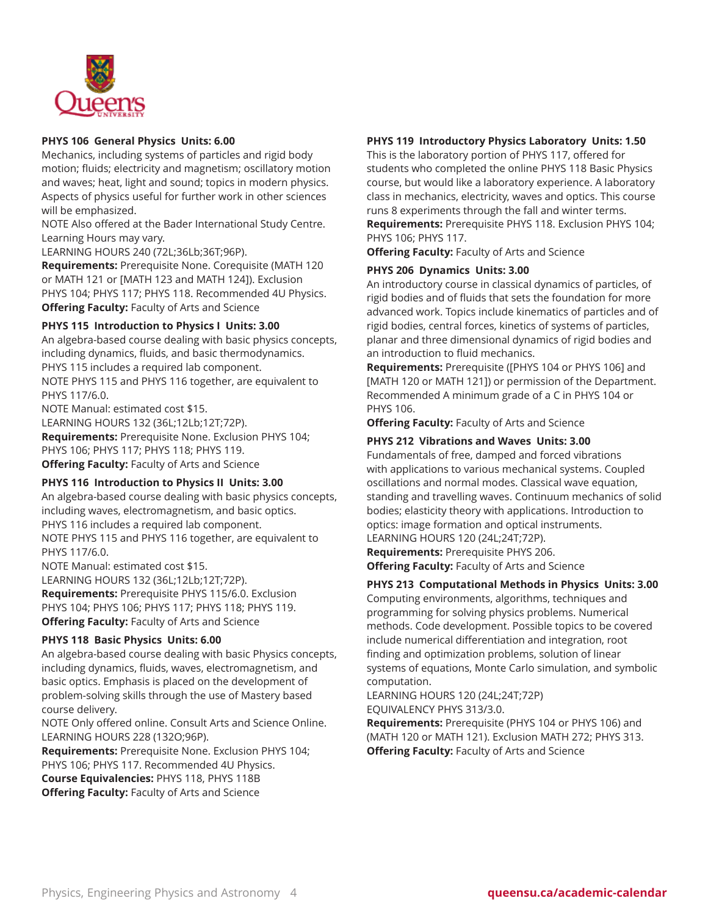**PHYS 106 General Physics Units: 6.00**
Mechanics, including systems of particles and rigid body motion; fluids; electricity and magnetism; oscillatory motion and waves; heat, light and sound; topics in modern physics. Aspects of physics useful for further work in other sciences will be emphasized.
NOTE Also offered at the Bader International Study Centre. Learning Hours may vary.
LEARNING HOURS 240 (72L;36Lb;36T;96P).
**Requirements:** Prerequisite None. Corequisite (MATH 120 or MATH 121 or [MATH 123 and MATH 124]). Exclusion PHYS 104; PHYS 117; PHYS 118. Recommended 4U Physics.
**Offering Faculty:** Faculty of Arts and Science

**PHYS 115 Introduction to Physics I Units: 3.00**
An algebra-based course dealing with basic physics concepts, including dynamics, fluids, and basic thermodynamics. PHYS 115 includes a required lab component.
NOTE PHYS 115 and PHYS 116 together, are equivalent to PHYS 117/6.0.
NOTE Manual: estimated cost $15.
LEARNING HOURS 132 (36L;12Lb;12T;72P).
**Requirements:** Prerequisite None. Exclusion PHYS 104; PHYS 106; PHYS 117; PHYS 118; PHYS 119.
**Offering Faculty:** Faculty of Arts and Science

**PHYS 116 Introduction to Physics II Units: 3.00**
An algebra-based course dealing with basic physics concepts, including waves, electromagnetism, and basic optics. PHYS 116 includes a required lab component.
NOTE PHYS 115 and PHYS 116 together, are equivalent to PHYS 117/6.0.
NOTE Manual: estimated cost $15.
LEARNING HOURS 132 (36L;12Lb;12T;72P).
**Requirements:** Prerequisite PHYS 115/6.0. Exclusion PHYS 104; PHYS 106; PHYS 117; PHYS 118; PHYS 119.
**Offering Faculty:** Faculty of Arts and Science

**PHYS 118 Basic Physics Units: 6.00**
An algebra-based course dealing with basic Physics concepts, including dynamics, fluids, waves, electromagnetism, and basic optics. Emphasis is placed on the development of problem-solving skills through the use of Mastery based course delivery.
NOTE Only offered online. Consult Arts and Science Online.
LEARNING HOURS 228 (132O;96P).
**Requirements:** Prerequisite None. Exclusion PHYS 104; PHYS 106; PHYS 117. Recommended 4U Physics.
**Course Equivalencies:** PHYS 118, PHYS 118B
**Offering Faculty:** Faculty of Arts and Science

**PHYS 119 Introductory Physics Laboratory Units: 1.50**
This is the laboratory portion of PHYS 117, offered for students who completed the online PHYS 118 Basic Physics course, but would like a laboratory experience. A laboratory class in mechanics, electricity, waves and optics. This course runs 8 experiments through the fall and winter terms.
**Requirements:** Prerequisite PHYS 118. Exclusion PHYS 104; PHYS 106; PHYS 117.
**Offering Faculty:** Faculty of Arts and Science

**PHYS 206 Dynamics Units: 3.00**
An introductory course in classical dynamics of particles, of rigid bodies and of fluids that sets the foundation for more advanced work. Topics include kinematics of particles and of rigid bodies, central forces, kinetics of systems of particles, planar and three dimensional dynamics of rigid bodies and an introduction to fluid mechanics.
**Requirements:** Prerequisite ([PHYS 104 or PHYS 106] and [MATH 120 or MATH 121]) or permission of the Department. Recommended A minimum grade of a C in PHYS 104 or PHYS 106.
**Offering Faculty:** Faculty of Arts and Science

**PHYS 212 Vibrations and Waves Units: 3.00**
Fundamentals of free, damped and forced vibrations with applications to various mechanical systems. Coupled oscillations and normal modes. Classical wave equation, standing and travelling waves. Continuum mechanics of solid bodies; elasticity theory with applications. Introduction to optics: image formation and optical instruments.
LEARNING HOURS 120 (24L;24T;72P).
**Requirements:** Prerequisite PHYS 206.
**Offering Faculty:** Faculty of Arts and Science

**PHYS 213 Computational Methods in Physics Units: 3.00**
Computing environments, algorithms, techniques and programming for solving physics problems. Numerical methods. Code development. Possible topics to be covered include numerical differentiation and integration, root finding and optimization problems, solution of linear systems of equations, Monte Carlo simulation, and symbolic computation.
LEARNING HOURS 120 (24L;24T;72P)
EQUIVALENCY PHYS 313/3.0.
**Requirements:** Prerequisite (PHYS 104 or PHYS 106) and (MATH 120 or MATH 121). Exclusion MATH 272; PHYS 313.
**Offering Faculty:** Faculty of Arts and Science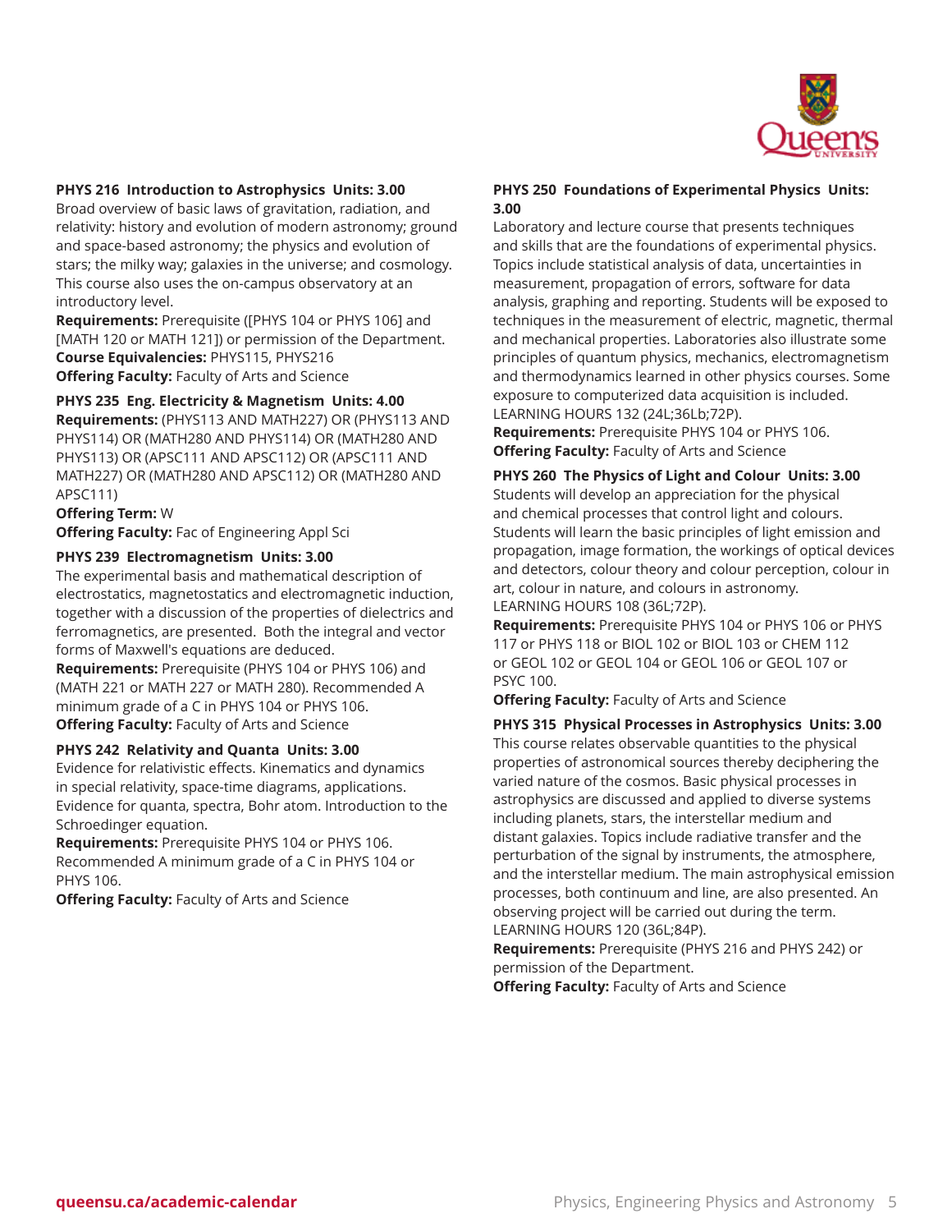**PHYS 216 Introduction to Astrophysics Units: 3.00**
Broad overview of basic laws of gravitation, radiation, and relativity: history and evolution of modern astronomy; ground and space-based astronomy; the physics and evolution of stars; the milky way; galaxies in the universe; and cosmology. This course also uses the on-campus observatory at an introductory level.
**Requirements:** Prerequisite ([PHYS 104 or PHYS 106] and [MATH 120 or MATH 121]) or permission of the Department.
**Course Equivalencies:** PHYS115, PHYS216
**Offering Faculty:** Faculty of Arts and Science

**PHYS 235 Eng. Electricity & Magnetism Units: 4.00**
**Requirements:** (PHYS113 AND MATH227) OR (PHYS113 AND PHYS114) OR (MATH280 AND PHYS114) OR (MATH280 AND PHYS113) OR (APSC111 AND APSC112) OR (APSC111 AND MATH227) OR (MATH280 AND APSC112) OR (MATH280 AND APSC111)
**Offering Term:** W
**Offering Faculty:** Fac of Engineering Appl Sci

**PHYS 239 Electromagnetism Units: 3.00**
The experimental basis and mathematical description of electrostatics, magnetostatics and electromagnetic induction, together with a discussion of the properties of dielectrics and ferromagnetics, are presented. Both the integral and vector forms of Maxwell's equations are deduced.
**Requirements:** Prerequisite (PHYS 104 or PHYS 106) and (MATH 221 or MATH 227 or MATH 280). Recommended A minimum grade of a C in PHYS 104 or PHYS 106.
**Offering Faculty:** Faculty of Arts and Science

**PHYS 242 Relativity and Quanta Units: 3.00**
Evidence for relativistic effects. Kinematics and dynamics in special relativity, space-time diagrams, applications. Evidence for quanta, spectra, Bohr atom. Introduction to the Schroedinger equation.
**Requirements:** Prerequisite PHYS 104 or PHYS 106. Recommended A minimum grade of a C in PHYS 104 or PHYS 106.
**Offering Faculty:** Faculty of Arts and Science

**PHYS 250 Foundations of Experimental Physics Units: 3.00**
Laboratory and lecture course that presents techniques and skills that are the foundations of experimental physics. Topics include statistical analysis of data, uncertainties in measurement, propagation of errors, software for data analysis, graphing and reporting. Students will be exposed to techniques in the measurement of electric, magnetic, thermal and mechanical properties. Laboratories also illustrate some principles of quantum physics, mechanics, electromagnetism and thermodynamics learned in other physics courses. Some exposure to computerized data acquisition is included.
LEARNING HOURS 132 (24L;36Lb;72P).
**Requirements:** Prerequisite PHYS 104 or PHYS 106.
**Offering Faculty:** Faculty of Arts and Science

**PHYS 260 The Physics of Light and Colour Units: 3.00**
Students will develop an appreciation for the physical and chemical processes that control light and colours. Students will learn the basic principles of light emission and propagation, image formation, the workings of optical devices and detectors, colour theory and colour perception, colour in art, colour in nature, and colours in astronomy.
LEARNING HOURS 108 (36L;72P).
**Requirements:** Prerequisite PHYS 104 or PHYS 106 or PHYS 117 or PHYS 118 or BIOL 102 or BIOL 103 or CHEM 112 or GEOL 102 or GEOL 104 or GEOL 106 or GEOL 107 or PSYC 100.
**Offering Faculty:** Faculty of Arts and Science

**PHYS 315 Physical Processes in Astrophysics Units: 3.00**
This course relates observable quantities to the physical properties of astronomical sources thereby deciphering the varied nature of the cosmos. Basic physical processes in astrophysics are discussed and applied to diverse systems including planets, stars, the interstellar medium and distant galaxies. Topics include radiative transfer and the perturbation of the signal by instruments, the atmosphere, and the interstellar medium. The main astrophysical emission processes, both continuum and line, are also presented. An observing project will be carried out during the term.
LEARNING HOURS 120 (36L;84P).
**Requirements:** Prerequisite (PHYS 216 and PHYS 242) or permission of the Department.
**Offering Faculty:** Faculty of Arts and Science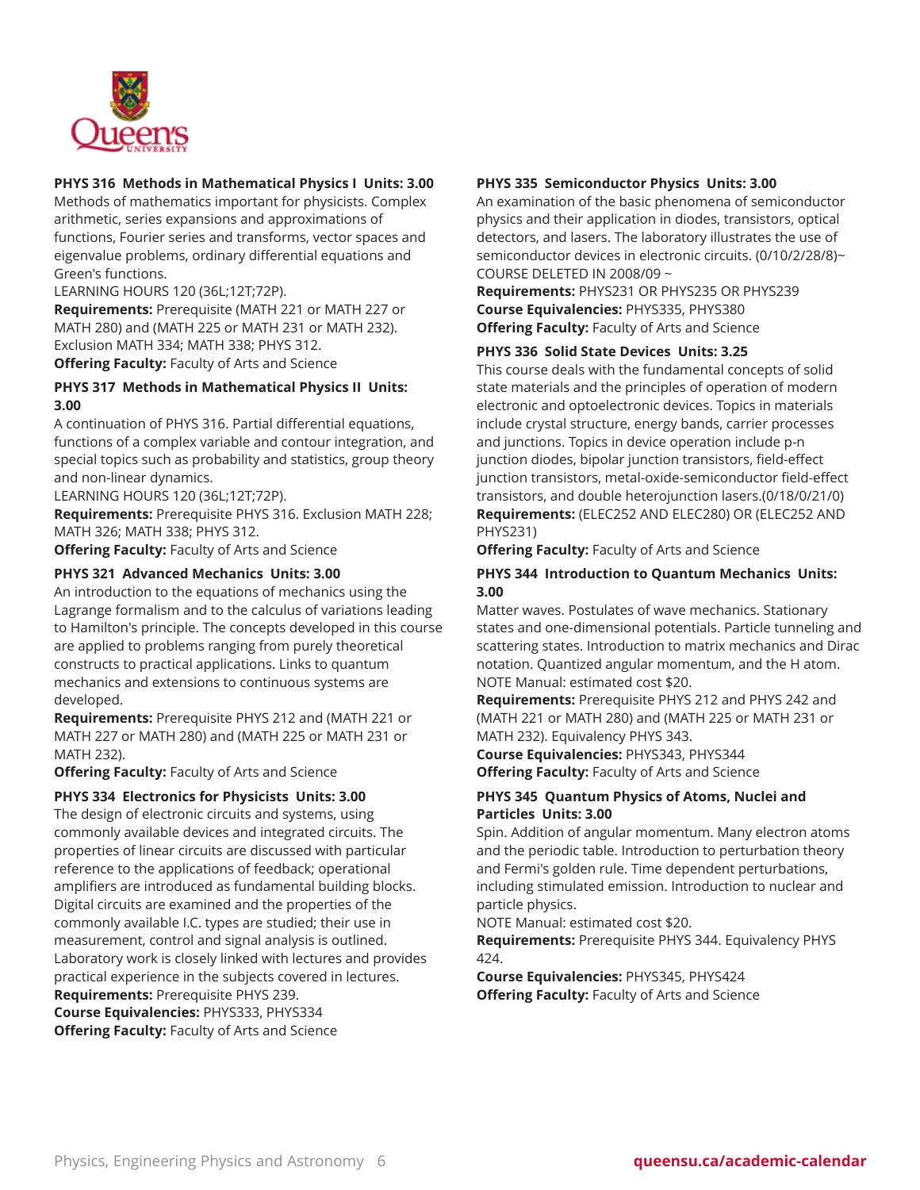### PHYS 316 Methods in Mathematical Physics I Units: 3.00

Methods of mathematics important for physicists. Complex arithmetic, series expansions and approximations of functions, Fourier series and transforms, vector spaces and eigenvalue problems, ordinary differential equations and Green's functions.

LEARNING HOURS 120 (36L;12T;72P).

**Requirements:** Prerequisite (MATH 221 or MATH 227 or MATH 280) and (MATH 225 or MATH 231 or MATH 232). Exclusion MATH 334; MATH 338; PHYS 312.

**Offering Faculty:** Faculty of Arts and Science

### PHYS 317 Methods in Mathematical Physics II Units: 3.00

A continuation of PHYS 316. Partial differential equations, functions of a complex variable and contour integration, and special topics such as probability and statistics, group theory and non-linear dynamics.

LEARNING HOURS 120 (36L;12T;72P).

**Requirements:** Prerequisite PHYS 316. Exclusion MATH 228; MATH 326; MATH 338; PHYS 312.

**Offering Faculty:** Faculty of Arts and Science

### PHYS 321 Advanced Mechanics Units: 3.00

An introduction to the equations of mechanics using the Lagrange formalism and to the calculus of variations leading to Hamilton's principle. The concepts developed in this course are applied to problems ranging from purely theoretical constructs to practical applications. Links to quantum mechanics and extensions to continuous systems are developed.

**Requirements:** Prerequisite PHYS 212 and (MATH 221 or MATH 227 or MATH 280) and (MATH 225 or MATH 231 or MATH 232).

**Offering Faculty:** Faculty of Arts and Science

### PHYS 334 Electronics for Physicists Units: 3.00

The design of electronic circuits and systems, using commonly available devices and integrated circuits. The properties of linear circuits are discussed with particular reference to the applications of feedback; operational amplifiers are introduced as fundamental building blocks. Digital circuits are examined and the properties of the commonly available I.C. types are studied; their use in measurement, control and signal analysis is outlined. Laboratory work is closely linked with lectures and provides practical experience in the subjects covered in lectures.

**Requirements:** Prerequisite PHYS 239.

**Course Equivalencies:** PHYS333, PHYS334

**Offering Faculty:** Faculty of Arts and Science

### PHYS 335 Semiconductor Physics Units: 3.00

An examination of the basic phenomena of semiconductor physics and their application in diodes, transistors, optical detectors, and lasers. The laboratory illustrates the use of semiconductor devices in electronic circuits. (0/10/2/28/8)~ COURSE DELETED IN 2008/09 ~

**Requirements:** PHYS231 OR PHYS235 OR PHYS239

**Course Equivalencies:** PHYS335, PHYS380

**Offering Faculty:** Faculty of Arts and Science

### PHYS 336 Solid State Devices Units: 3.25

This course deals with the fundamental concepts of solid state materials and the principles of operation of modern electronic and optoelectronic devices. Topics in materials include crystal structure, energy bands, carrier processes and junctions. Topics in device operation include p-n junction diodes, bipolar junction transistors, field-effect junction transistors, metal-oxide-semiconductor field-effect transistors, and double heterojunction lasers.(0/18/0/21/0)

**Requirements:** (ELEC252 AND ELEC280) OR (ELEC252 AND PHYS231)

**Offering Faculty:** Faculty of Arts and Science

### PHYS 344 Introduction to Quantum Mechanics Units: 3.00

Matter waves. Postulates of wave mechanics. Stationary states and one-dimensional potentials. Particle tunneling and scattering states. Introduction to matrix mechanics and Dirac notation. Quantized angular momentum, and the H atom.

NOTE Manual: estimated cost $20.

**Requirements:** Prerequisite PHYS 212 and PHYS 242 and (MATH 221 or MATH 280) and (MATH 225 or MATH 231 or MATH 232). Equivalency PHYS 343.

**Course Equivalencies:** PHYS343, PHYS344

**Offering Faculty:** Faculty of Arts and Science

### PHYS 345 Quantum Physics of Atoms, Nuclei and Particles Units: 3.00

Spin. Addition of angular momentum. Many electron atoms and the periodic table. Introduction to perturbation theory and Fermi's golden rule. Time dependent perturbations, including stimulated emission. Introduction to nuclear and particle physics.

NOTE Manual: estimated cost $20.

**Requirements:** Prerequisite PHYS 344. Equivalency PHYS 424.

**Course Equivalencies:** PHYS345, PHYS424

**Offering Faculty:** Faculty of Arts and Science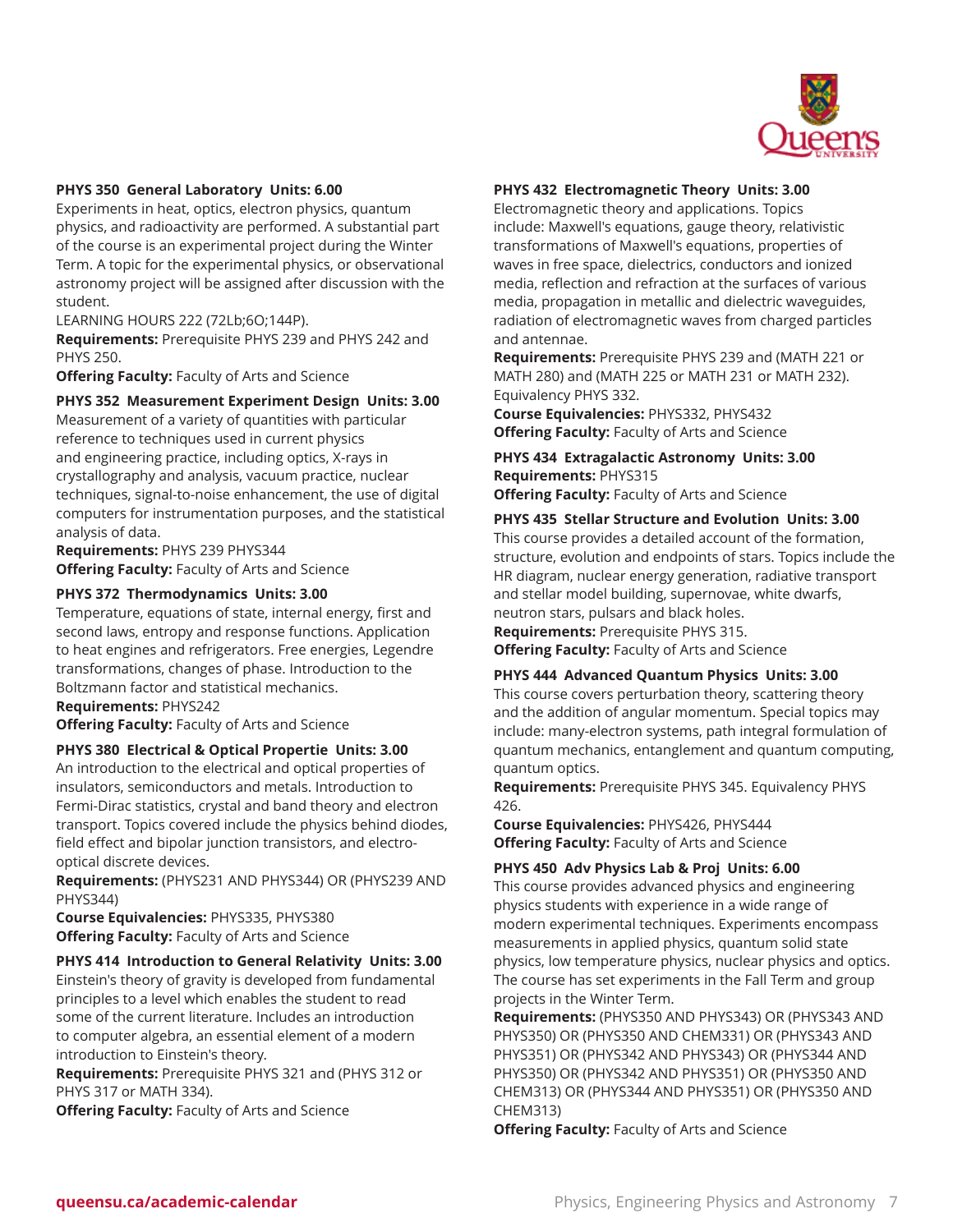**PHYS 350 General Laboratory Units: 6.00**
Experiments in heat, optics, electron physics, quantum physics, and radioactivity are performed. A substantial part of the course is an experimental project during the Winter Term. A topic for the experimental physics, or observational astronomy project will be assigned after discussion with the student.
LEARNING HOURS 222 (72Lb;6O;144P).
**Requirements:** Prerequisite PHYS 239 and PHYS 242 and PHYS 250.
**Offering Faculty:** Faculty of Arts and Science

**PHYS 352 Measurement Experiment Design Units: 3.00**
Measurement of a variety of quantities with particular reference to techniques used in current physics and engineering practice, including optics, X-rays in crystallography and analysis, vacuum practice, nuclear techniques, signal-to-noise enhancement, the use of digital computers for instrumentation purposes, and the statistical analysis of data.
**Requirements:** PHYS 239 PHYS344
**Offering Faculty:** Faculty of Arts and Science

**PHYS 372 Thermodynamics Units: 3.00**
Temperature, equations of state, internal energy, first and second laws, entropy and response functions. Application to heat engines and refrigerators. Free energies, Legendre transformations, changes of phase. Introduction to the Boltzmann factor and statistical mechanics.
**Requirements:** PHYS242
**Offering Faculty:** Faculty of Arts and Science

**PHYS 380 Electrical & Optical Propertie Units: 3.00**
An introduction to the electrical and optical properties of insulators, semiconductors and metals. Introduction to Fermi-Dirac statistics, crystal and band theory and electron transport. Topics covered include the physics behind diodes, field effect and bipolar junction transistors, and electro-optical discrete devices.
**Requirements:** (PHYS231 AND PHYS344) OR (PHYS239 AND PHYS344)
**Course Equivalencies:** PHYS335, PHYS380
**Offering Faculty:** Faculty of Arts and Science

**PHYS 414 Introduction to General Relativity Units: 3.00**
Einstein's theory of gravity is developed from fundamental principles to a level which enables the student to read some of the current literature. Includes an introduction to computer algebra, an essential element of a modern introduction to Einstein's theory.
**Requirements:** Prerequisite PHYS 321 and (PHYS 312 or PHYS 317 or MATH 334).
**Offering Faculty:** Faculty of Arts and Science

**PHYS 432 Electromagnetic Theory Units: 3.00**
Electromagnetic theory and applications. Topics include: Maxwell's equations, gauge theory, relativistic transformations of Maxwell's equations, properties of waves in free space, dielectrics, conductors and ionized media, reflection and refraction at the surfaces of various media, propagation in metallic and dielectric waveguides, radiation of electromagnetic waves from charged particles and antennae.
**Requirements:** Prerequisite PHYS 239 and (MATH 221 or MATH 280) and (MATH 225 or MATH 231 or MATH 232). Equivalency PHYS 332.
**Course Equivalencies:** PHYS332, PHYS432
**Offering Faculty:** Faculty of Arts and Science

**PHYS 434 Extragalactic Astronomy Units: 3.00**
**Requirements:** PHYS315
**Offering Faculty:** Faculty of Arts and Science

**PHYS 435 Stellar Structure and Evolution Units: 3.00**
This course provides a detailed account of the formation, structure, evolution and endpoints of stars. Topics include the HR diagram, nuclear energy generation, radiative transport and stellar model building, supernovae, white dwarfs, neutron stars, pulsars and black holes.
**Requirements:** Prerequisite PHYS 315.
**Offering Faculty:** Faculty of Arts and Science

**PHYS 444 Advanced Quantum Physics Units: 3.00**
This course covers perturbation theory, scattering theory and the addition of angular momentum. Special topics may include: many-electron systems, path integral formulation of quantum mechanics, entanglement and quantum computing, quantum optics.
**Requirements:** Prerequisite PHYS 345. Equivalency PHYS 426.
**Course Equivalencies:** PHYS426, PHYS444
**Offering Faculty:** Faculty of Arts and Science

**PHYS 450 Adv Physics Lab & Proj Units: 6.00**
This course provides advanced physics and engineering physics students with experience in a wide range of modern experimental techniques. Experiments encompass measurements in applied physics, quantum solid state physics, low temperature physics, nuclear physics and optics. The course has set experiments in the Fall Term and group projects in the Winter Term.
**Requirements:** (PHYS350 AND PHYS343) OR (PHYS343 AND PHYS350) OR (PHYS350 AND CHEM331) OR (PHYS343 AND PHYS351) OR (PHYS342 AND PHYS343) OR (PHYS344 AND PHYS350) OR (PHYS342 AND PHYS351) OR (PHYS350 AND CHEM313) OR (PHYS344 AND PHYS351) OR (PHYS350 AND CHEM313)
**Offering Faculty:** Faculty of Arts and Science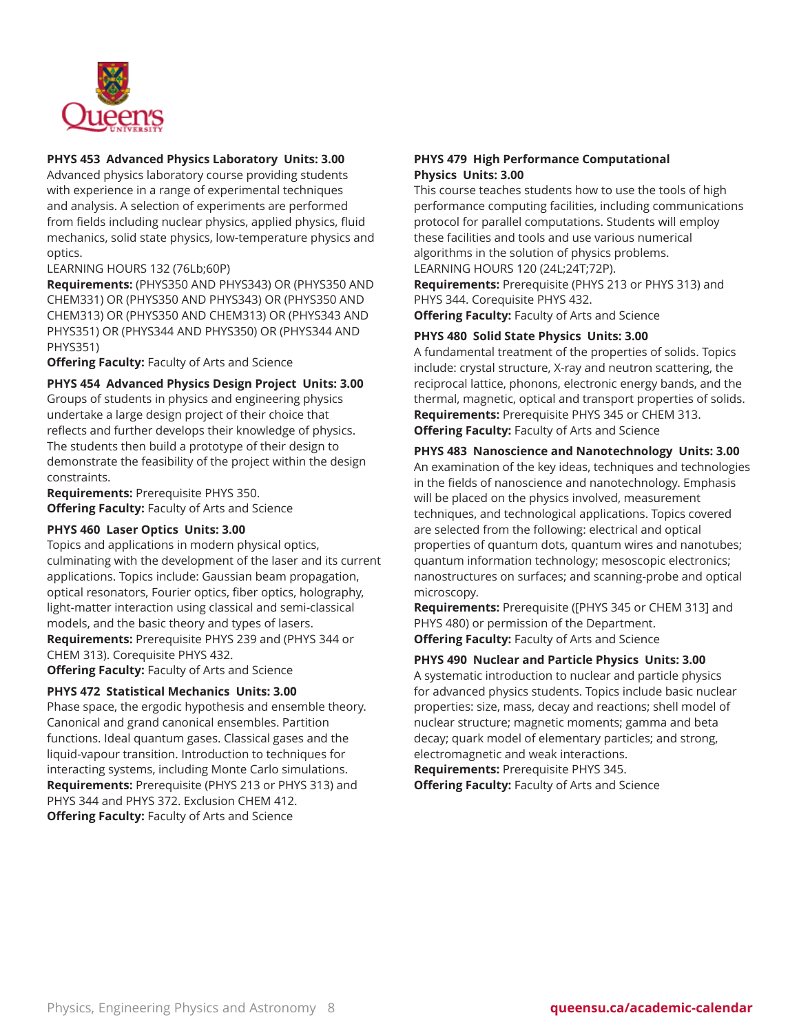**PHYS 453 Advanced Physics Laboratory Units: 3.00**
Advanced physics laboratory course providing students with experience in a range of experimental techniques and analysis. A selection of experiments are performed from fields including nuclear physics, applied physics, fluid mechanics, solid state physics, low-temperature physics and optics.
LEARNING HOURS 132 (76Lb;60P)
**Requirements:** (PHYS350 AND PHYS343) OR (PHYS350 AND CHEM331) OR (PHYS350 AND PHYS343) OR (PHYS350 AND CHEM313) OR (PHYS350 AND CHEM313) OR (PHYS343 AND PHYS351) OR (PHYS344 AND PHYS350) OR (PHYS344 AND PHYS351)
**Offering Faculty:** Faculty of Arts and Science

**PHYS 454 Advanced Physics Design Project Units: 3.00**
Groups of students in physics and engineering physics undertake a large design project of their choice that reflects and further develops their knowledge of physics. The students then build a prototype of their design to demonstrate the feasibility of the project within the design constraints.
**Requirements:** Prerequisite PHYS 350.
**Offering Faculty:** Faculty of Arts and Science

**PHYS 460 Laser Optics Units: 3.00**
Topics and applications in modern physical optics, culminating with the development of the laser and its current applications. Topics include: Gaussian beam propagation, optical resonators, Fourier optics, fiber optics, holography, light-matter interaction using classical and semi-classical models, and the basic theory and types of lasers.
**Requirements:** Prerequisite PHYS 239 and (PHYS 344 or CHEM 313). Corequisite PHYS 432.
**Offering Faculty:** Faculty of Arts and Science

**PHYS 472 Statistical Mechanics Units: 3.00**
Phase space, the ergodic hypothesis and ensemble theory. Canonical and grand canonical ensembles. Partition functions. Ideal quantum gases. Classical gases and the liquid-vapour transition. Introduction to techniques for interacting systems, including Monte Carlo simulations.
**Requirements:** Prerequisite (PHYS 213 or PHYS 313) and PHYS 344 and PHYS 372. Exclusion CHEM 412.
**Offering Faculty:** Faculty of Arts and Science

**PHYS 479 High Performance Computational Physics Units: 3.00**
This course teaches students how to use the tools of high performance computing facilities, including communications protocol for parallel computations. Students will employ these facilities and tools and use various numerical algorithms in the solution of physics problems.
LEARNING HOURS 120 (24L;24T;72P).
**Requirements:** Prerequisite (PHYS 213 or PHYS 313) and PHYS 344. Corequisite PHYS 432.
**Offering Faculty:** Faculty of Arts and Science

**PHYS 480 Solid State Physics Units: 3.00**
A fundamental treatment of the properties of solids. Topics include: crystal structure, X-ray and neutron scattering, the reciprocal lattice, phonons, electronic energy bands, and the thermal, magnetic, optical and transport properties of solids.
**Requirements:** Prerequisite PHYS 345 or CHEM 313.
**Offering Faculty:** Faculty of Arts and Science

**PHYS 483 Nanoscience and Nanotechnology Units: 3.00**
An examination of the key ideas, techniques and technologies in the fields of nanoscience and nanotechnology. Emphasis will be placed on the physics involved, measurement techniques, and technological applications. Topics covered are selected from the following: electrical and optical properties of quantum dots, quantum wires and nanotubes; quantum information technology; mesoscopic electronics; nanostructures on surfaces; and scanning-probe and optical microscopy.
**Requirements:** Prerequisite ([PHYS 345 or CHEM 313] and PHYS 480) or permission of the Department.
**Offering Faculty:** Faculty of Arts and Science

**PHYS 490 Nuclear and Particle Physics Units: 3.00**
A systematic introduction to nuclear and particle physics for advanced physics students. Topics include basic nuclear properties: size, mass, decay and reactions; shell model of nuclear structure; magnetic moments; gamma and beta decay; quark model of elementary particles; and strong, electromagnetic and weak interactions.
**Requirements:** Prerequisite PHYS 345.
**Offering Faculty:** Faculty of Arts and Science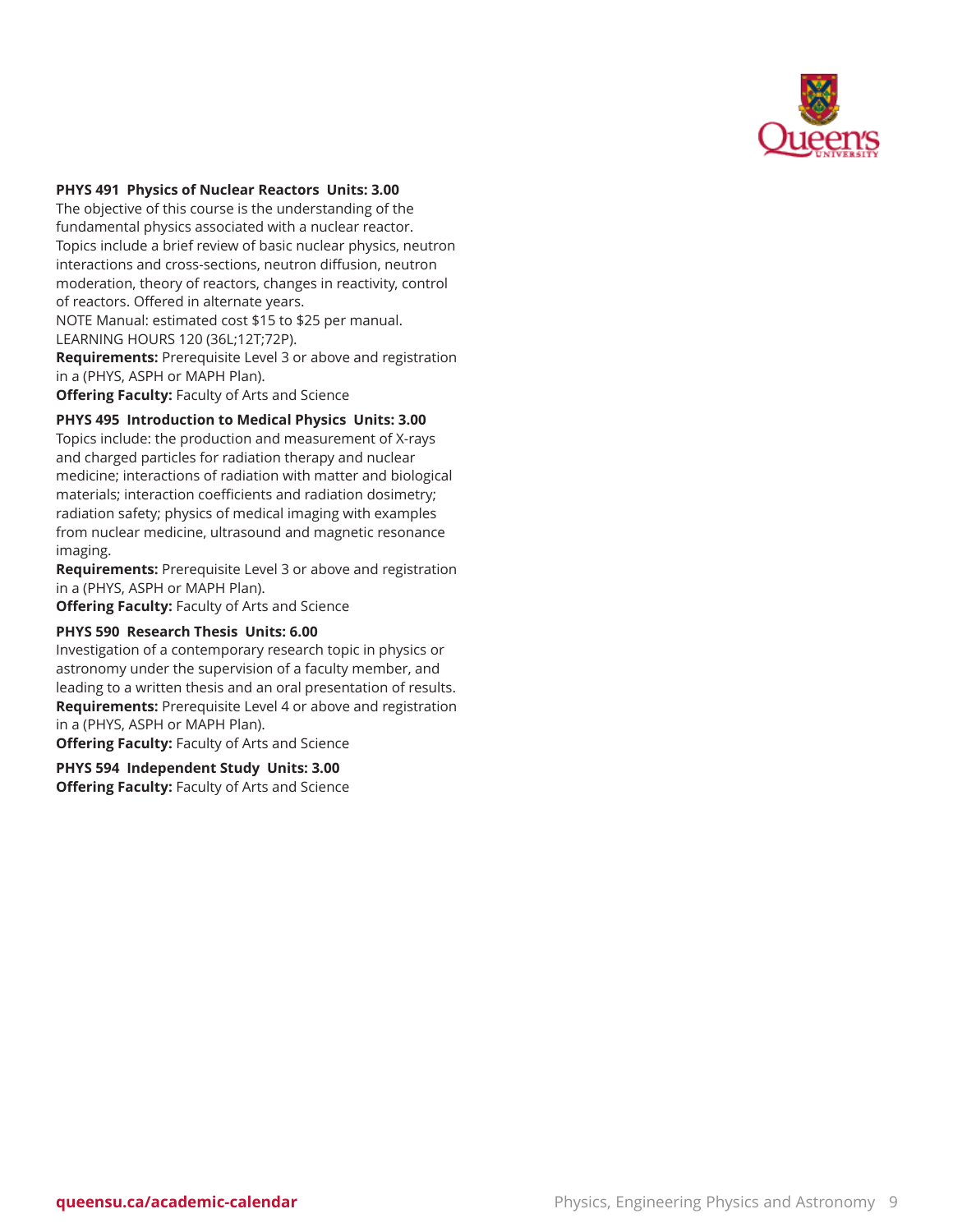**PHYS 491 Physics of Nuclear Reactors Units: 3.00**
The objective of this course is the understanding of the fundamental physics associated with a nuclear reactor. Topics include a brief review of basic nuclear physics, neutron interactions and cross-sections, neutron diffusion, neutron moderation, theory of reactors, changes in reactivity, control of reactors. Offered in alternate years.
NOTE Manual: estimated cost $15 to $25 per manual.
LEARNING HOURS 120 (36L;12T;72P).
**Requirements:** Prerequisite Level 3 or above and registration in a (PHYS, ASPH or MAPH Plan).
**Offering Faculty:** Faculty of Arts and Science

**PHYS 495 Introduction to Medical Physics Units: 3.00**
Topics include: the production and measurement of X-rays and charged particles for radiation therapy and nuclear medicine; interactions of radiation with matter and biological materials; interaction coefficients and radiation dosimetry; radiation safety; physics of medical imaging with examples from nuclear medicine, ultrasound and magnetic resonance imaging.
**Requirements:** Prerequisite Level 3 or above and registration in a (PHYS, ASPH or MAPH Plan).
**Offering Faculty:** Faculty of Arts and Science

**PHYS 590 Research Thesis Units: 6.00**
Investigation of a contemporary research topic in physics or astronomy under the supervision of a faculty member, and leading to a written thesis and an oral presentation of results.
**Requirements:** Prerequisite Level 4 or above and registration in a (PHYS, ASPH or MAPH Plan).
**Offering Faculty:** Faculty of Arts and Science

**PHYS 594 Independent Study Units: 3.00**
**Offering Faculty:** Faculty of Arts and Science